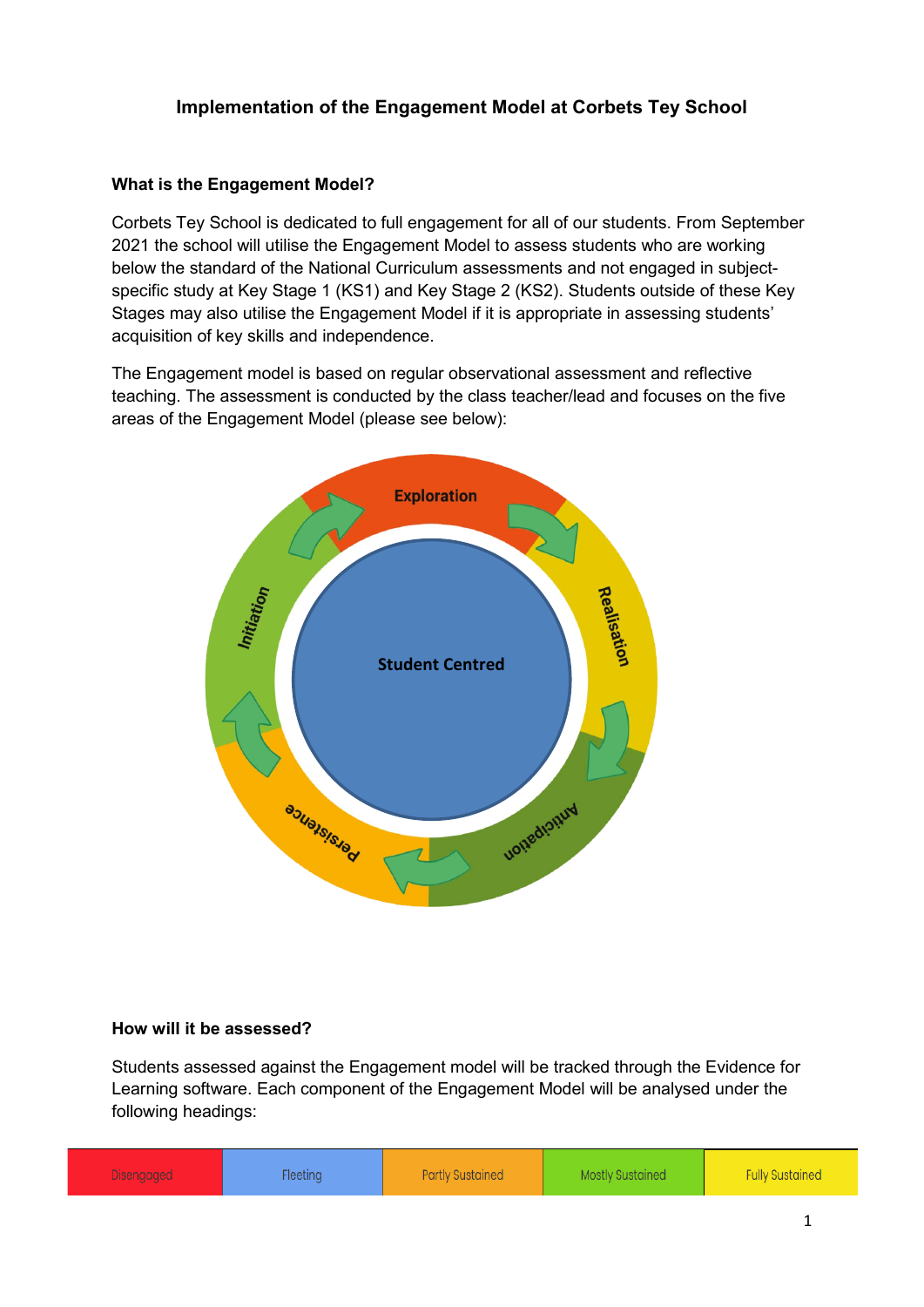**Implementation of the Engagement Model at Corbets Tey School**

**What is the Engagement Model?**

Corbets Tey School is dedicated to full engagement for all of our students. From September 2021 the school will utilise the Engagement Model to assess students who are working below the standard of the National Curriculum assessments and not engaged in subject-specific study at Key Stage 1 (KS1) and Key Stage 2 (KS2). Students outside of these Key Stages may also utilise the Engagement Model if it is appropriate in assessing students' acquisition of key skills and independence.

The Engagement model is based on regular observational assessment and reflective teaching. The assessment is conducted by the class teacher/lead and focuses on the five areas of the Engagement Model (please see below):

Exploration

Realisation

Anticipation

Persistence

Initiation

Student Centred

**How will it be assessed?**

Students assessed against the Engagement model will be tracked through the Evidence for Learning software. Each component of the Engagement Model will be analysed under the following headings:

| Disengaged | Fleeting | Partly Sustained | Mostly Sustained | Fully Sustained |
|---|---|---|---|---|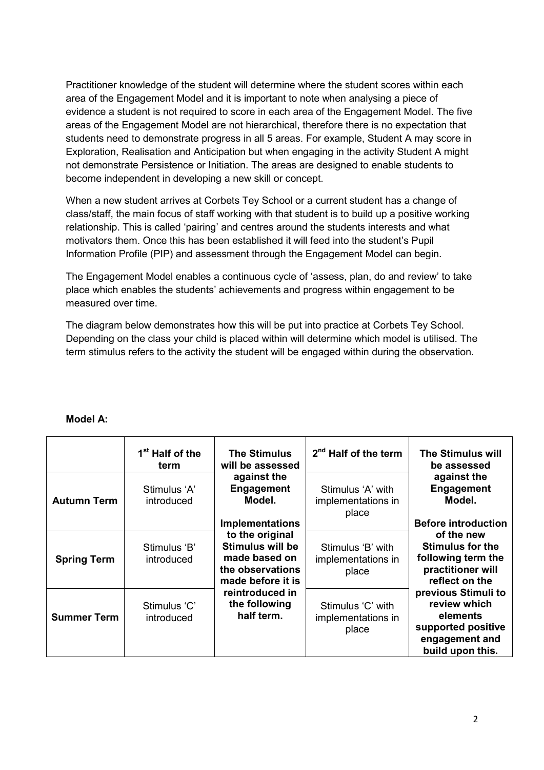Practitioner knowledge of the student will determine where the student scores within each area of the Engagement Model and it is important to note when analysing a piece of evidence a student is not required to score in each area of the Engagement Model. The five areas of the Engagement Model are not hierarchical, therefore there is no expectation that students need to demonstrate progress in all 5 areas. For example, Student A may score in Exploration, Realisation and Anticipation but when engaging in the activity Student A might not demonstrate Persistence or Initiation. The areas are designed to enable students to become independent in developing a new skill or concept.

When a new student arrives at Corbets Tey School or a current student has a change of class/staff, the main focus of staff working with that student is to build up a positive working relationship. This is called 'pairing' and centres around the students interests and what motivators them. Once this has been established it will feed into the student's Pupil Information Profile (PIP) and assessment through the Engagement Model can begin.

The Engagement Model enables a continuous cycle of 'assess, plan, do and review' to take place which enables the students' achievements and progress within engagement to be measured over time.

The diagram below demonstrates how this will be put into practice at Corbets Tey School. Depending on the class your child is placed within will determine which model is utilised. The term stimulus refers to the activity the student will be engaged within during the observation.

**Model A:**

| | **1st Half of the term** | **The Stimulus will be assessed against the Engagement Model. Implementations to the original Stimulus will be made based on the observations made before it is reintroduced in the following half term.** | **2nd Half of the term** | **The Stimulus will be assessed against the Engagement Model. Before introduction of the new Stimulus for the following term the practitioner will reflect on the previous Stimuli to review which elements supported positive engagement and build upon this.** |
|---|---|---|---|---|
| **Autumn Term** | Stimulus 'A' introduced | | Stimulus 'A' with implementations in place | |
| **Spring Term** | Stimulus 'B' introduced | | Stimulus 'B' with implementations in place | |
| **Summer Term** | Stimulus 'C' introduced | | Stimulus 'C' with implementations in place | |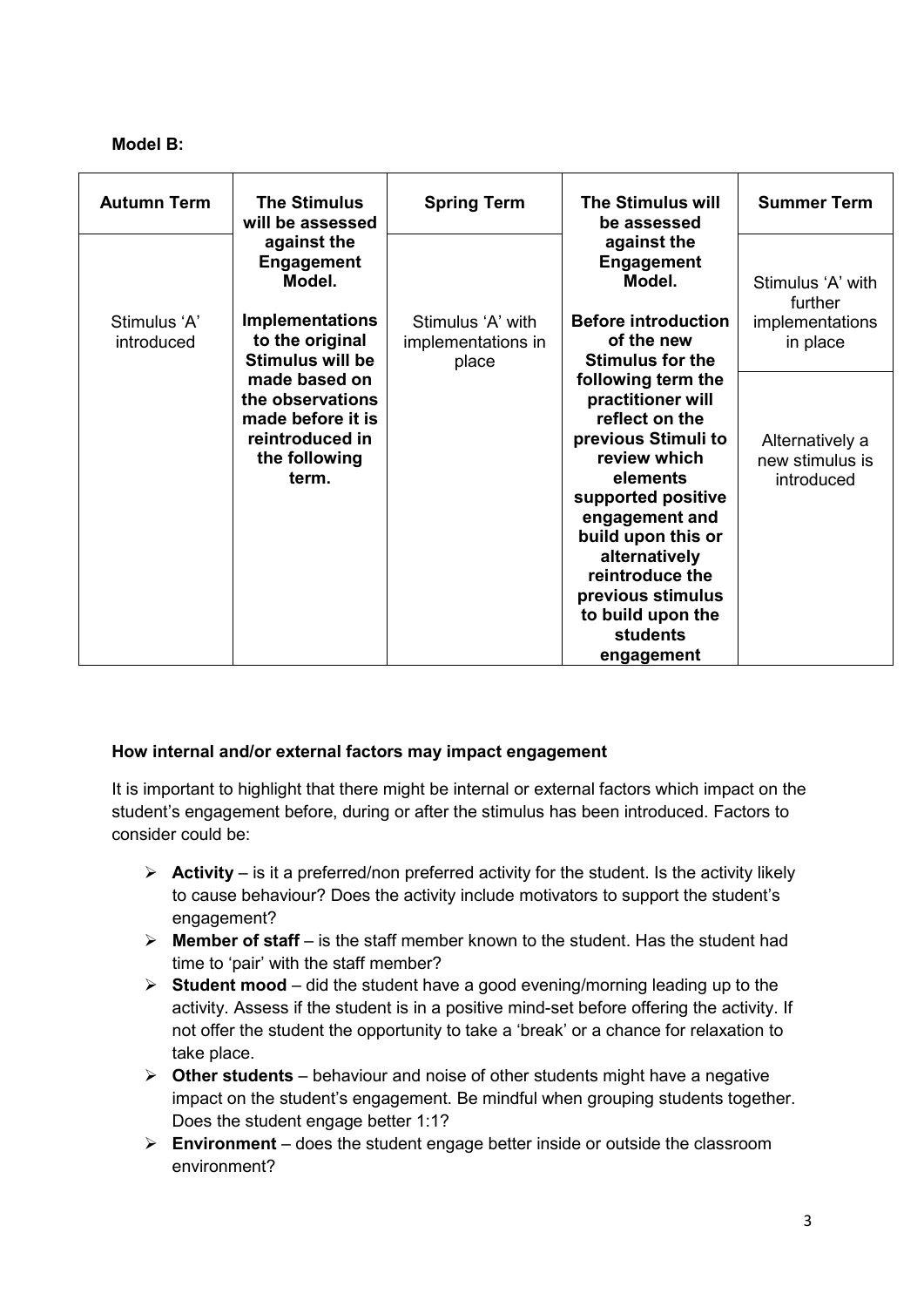**Model B:**

| Autumn Term | The Stimulus will be assessed against the Engagement Model. | Spring Term | The Stimulus will be assessed against the Engagement Model. | Summer Term |
|---|---|---|---|---|
| Stimulus 'A' introduced | **Implementations to the original Stimulus will be made based on the observations made before it is reintroduced in the following term.** | Stimulus 'A' with implementations in place | **Before introduction of the new Stimulus for the following term the practitioner will reflect on the previous Stimuli to review which elements supported positive engagement and build upon this or alternatively reintroduce the previous stimulus to build upon the students engagement** | Stimulus 'A' with further implementations in place<br><br>Alternatively a new stimulus is introduced |

**How internal and/or external factors may impact engagement**

It is important to highlight that there might be internal or external factors which impact on the student's engagement before, during or after the stimulus has been introduced. Factors to consider could be:

- **Activity** – is it a preferred/non preferred activity for the student. Is the activity likely to cause behaviour? Does the activity include motivators to support the student's engagement?
- **Member of staff** – is the staff member known to the student. Has the student had time to 'pair' with the staff member?
- **Student mood** – did the student have a good evening/morning leading up to the activity. Assess if the student is in a positive mind-set before offering the activity. If not offer the student the opportunity to take a 'break' or a chance for relaxation to take place.
- **Other students** – behaviour and noise of other students might have a negative impact on the student's engagement. Be mindful when grouping students together. Does the student engage better 1:1?
- **Environment** – does the student engage better inside or outside the classroom environment?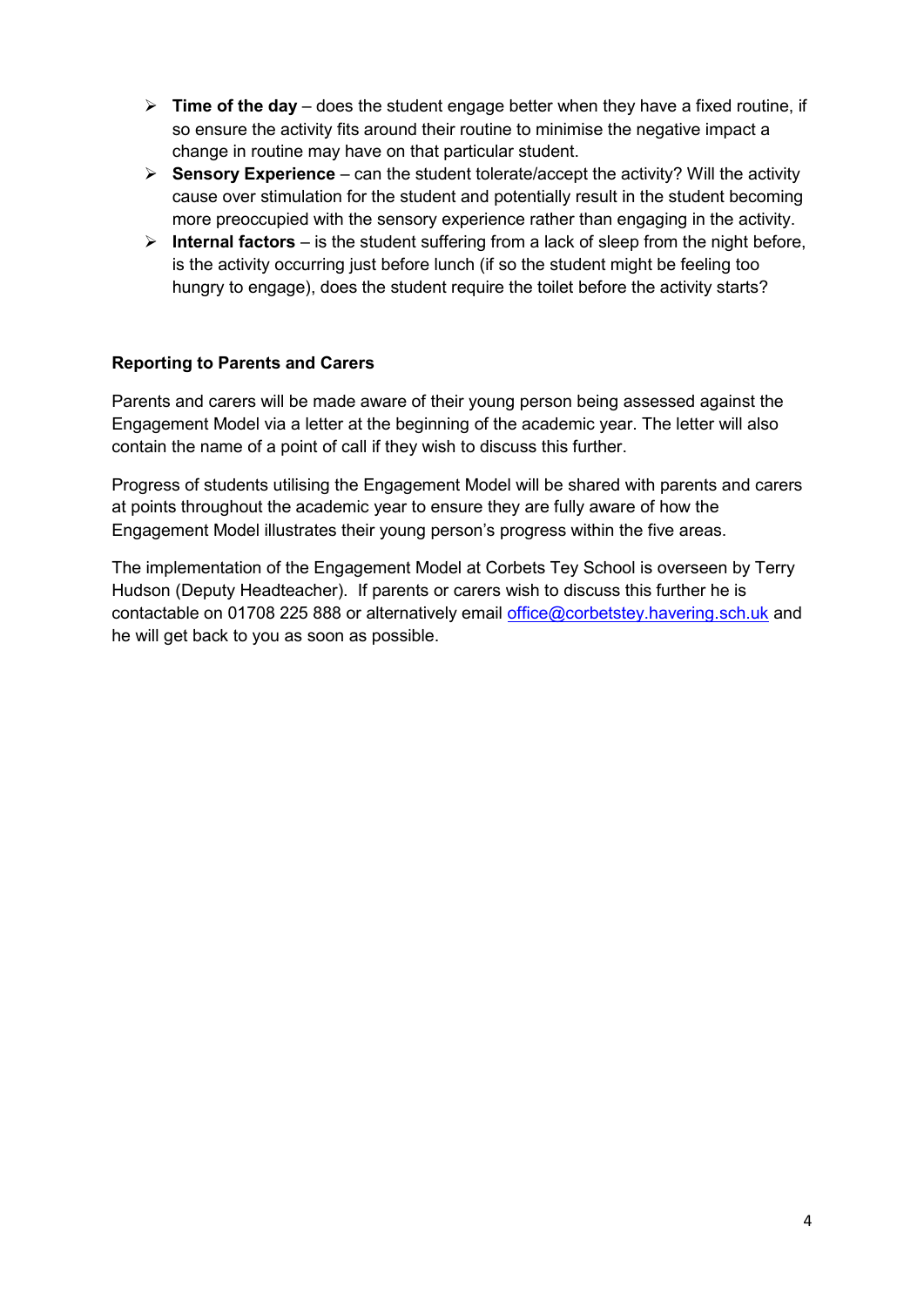- **Time of the day** – does the student engage better when they have a fixed routine, if so ensure the activity fits around their routine to minimise the negative impact a change in routine may have on that particular student.
- **Sensory Experience** – can the student tolerate/accept the activity? Will the activity cause over stimulation for the student and potentially result in the student becoming more preoccupied with the sensory experience rather than engaging in the activity.
- **Internal factors** – is the student suffering from a lack of sleep from the night before, is the activity occurring just before lunch (if so the student might be feeling too hungry to engage), does the student require the toilet before the activity starts?

**Reporting to Parents and Carers**

Parents and carers will be made aware of their young person being assessed against the Engagement Model via a letter at the beginning of the academic year. The letter will also contain the name of a point of call if they wish to discuss this further.

Progress of students utilising the Engagement Model will be shared with parents and carers at points throughout the academic year to ensure they are fully aware of how the Engagement Model illustrates their young person's progress within the five areas.

The implementation of the Engagement Model at Corbets Tey School is overseen by Terry Hudson (Deputy Headteacher). If parents or carers wish to discuss this further he is contactable on 01708 225 888 or alternatively email office@corbetstey.havering.sch.uk and he will get back to you as soon as possible.